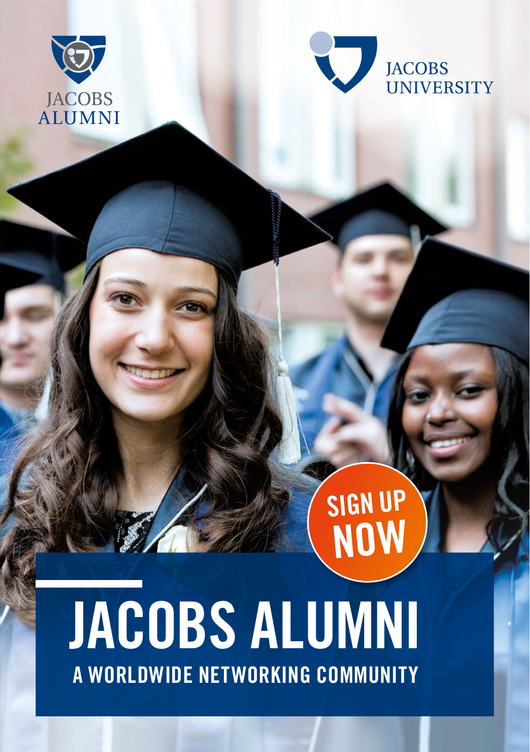JACOBS ALUMNI

JACOBS UNIVERSITY

SIGN UP NOW

# JACOBS ALUMNI

## A WORLDWIDE NETWORKING COMMUNITY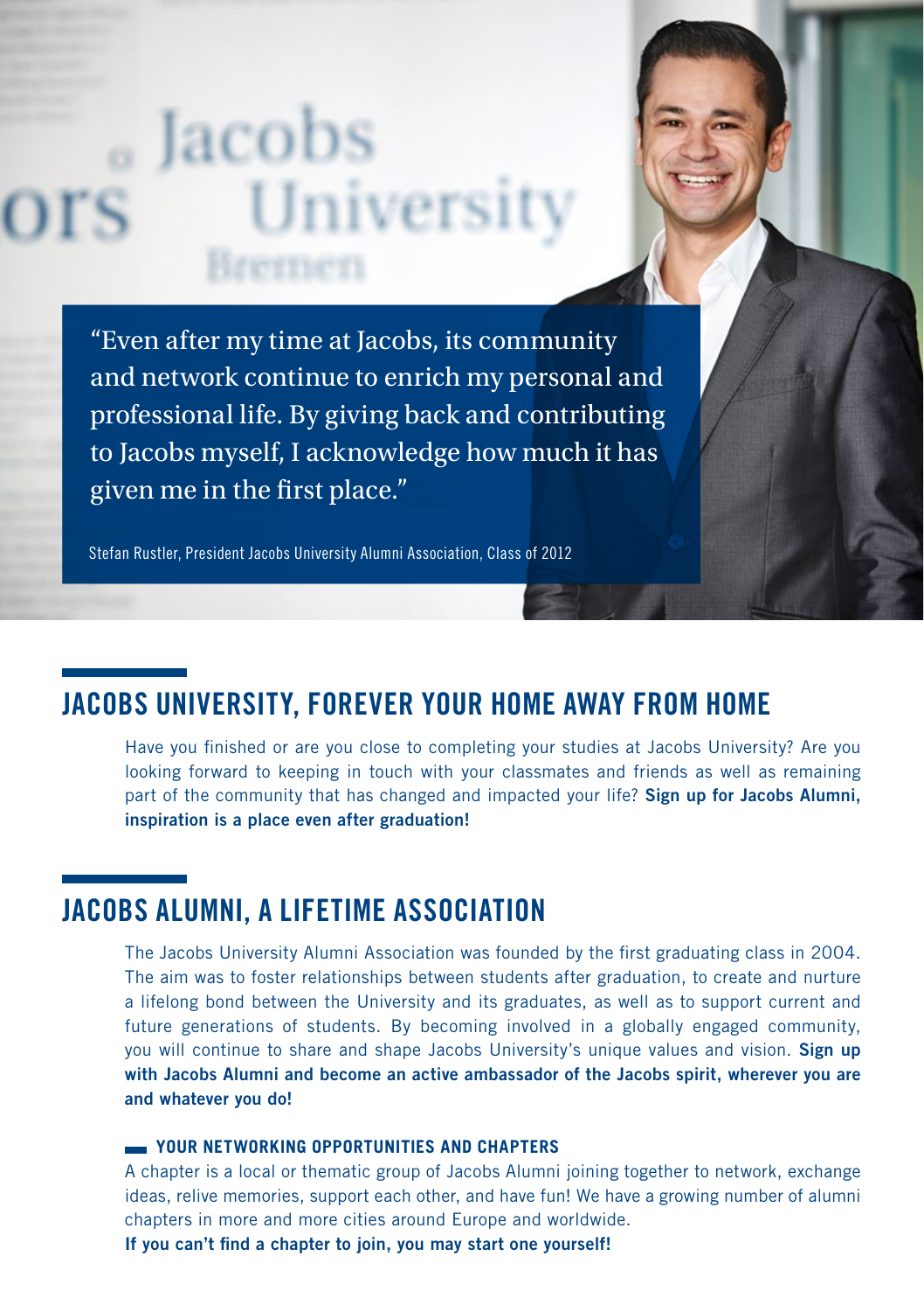> "Even after my time at Jacobs, its community and network continue to enrich my personal and professional life. By giving back and contributing to Jacobs myself, I acknowledge how much it has given me in the first place."
>
> Stefan Rustler, President Jacobs University Alumni Association, Class of 2012

## JACOBS UNIVERSITY, FOREVER YOUR HOME AWAY FROM HOME

Have you finished or are you close to completing your studies at Jacobs University? Are you looking forward to keeping in touch with your classmates and friends as well as remaining part of the community that has changed and impacted your life? **Sign up for Jacobs Alumni, inspiration is a place even after graduation!**

## JACOBS ALUMNI, A LIFETIME ASSOCIATION

The Jacobs University Alumni Association was founded by the first graduating class in 2004. The aim was to foster relationships between students after graduation, to create and nurture a lifelong bond between the University and its graduates, as well as to support current and future generations of students. By becoming involved in a globally engaged community, you will continue to share and shape Jacobs University's unique values and vision. **Sign up with Jacobs Alumni and become an active ambassador of the Jacobs spirit, wherever you are and whatever you do!**

### YOUR NETWORKING OPPORTUNITIES AND CHAPTERS

A chapter is a local or thematic group of Jacobs Alumni joining together to network, exchange ideas, relive memories, support each other, and have fun! We have a growing number of alumni chapters in more and more cities around Europe and worldwide.
**If you can't find a chapter to join, you may start one yourself!**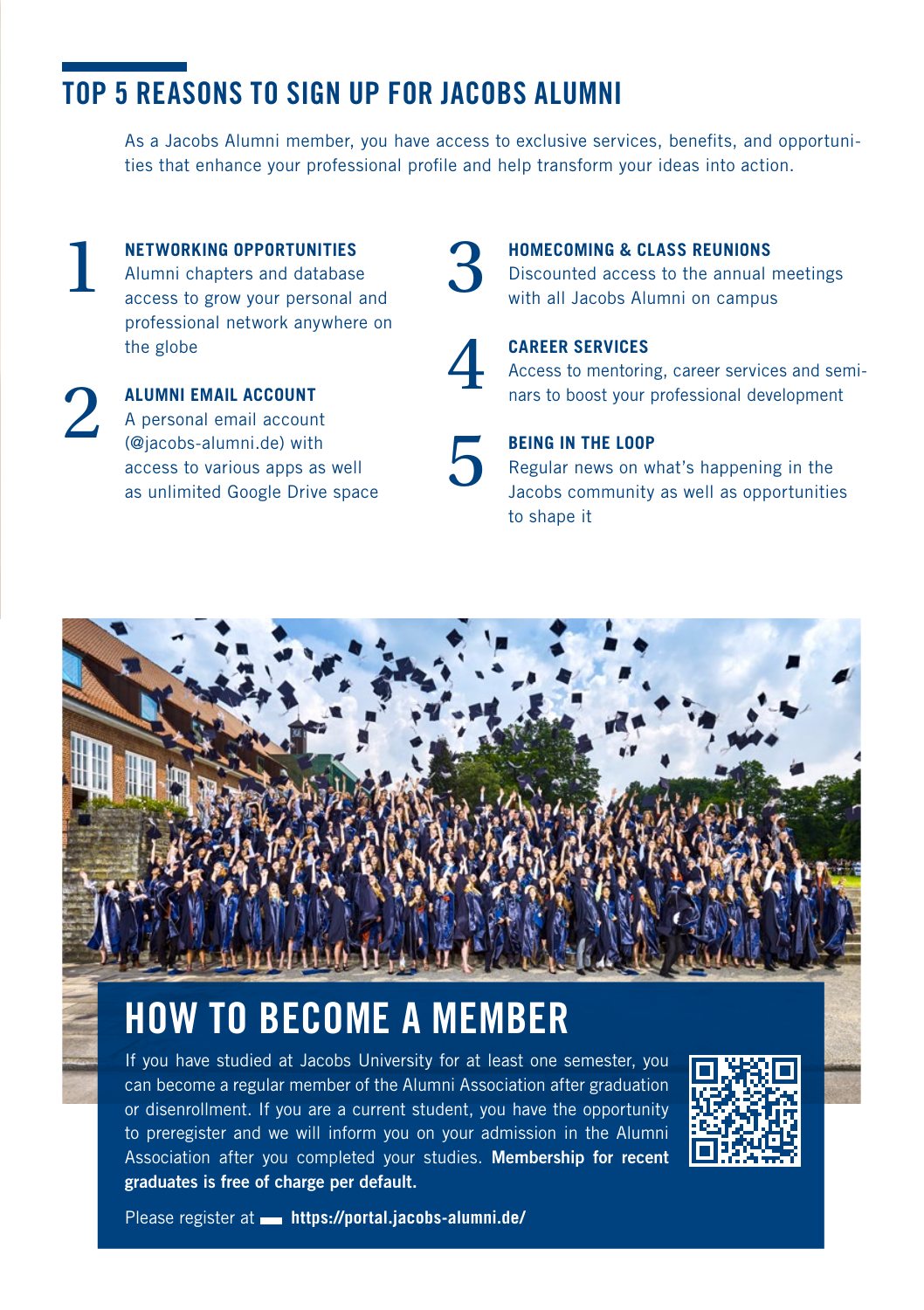## TOP 5 REASONS TO SIGN UP FOR JACOBS ALUMNI

As a Jacobs Alumni member, you have access to exclusive services, benefits, and opportunities that enhance your professional profile and help transform your ideas into action.

1. **NETWORKING OPPORTUNITIES**
   Alumni chapters and database access to grow your personal and professional network anywhere on the globe

2. **ALUMNI EMAIL ACCOUNT**
   A personal email account (@jacobs-alumni.de) with access to various apps as well as unlimited Google Drive space

3. **HOMECOMING & CLASS REUNIONS**
   Discounted access to the annual meetings with all Jacobs Alumni on campus

4. **CAREER SERVICES**
   Access to mentoring, career services and seminars to boost your professional development

5. **BEING IN THE LOOP**
   Regular news on what's happening in the Jacobs community as well as opportunities to shape it

## HOW TO BECOME A MEMBER

If you have studied at Jacobs University for at least one semester, you can become a regular member of the Alumni Association after graduation or disenrollment. If you are a current student, you have the opportunity to preregister and we will inform you on your admission in the Alumni Association after you completed your studies. **Membership for recent graduates is free of charge per default.**

Please register at **https://portal.jacobs-alumni.de/**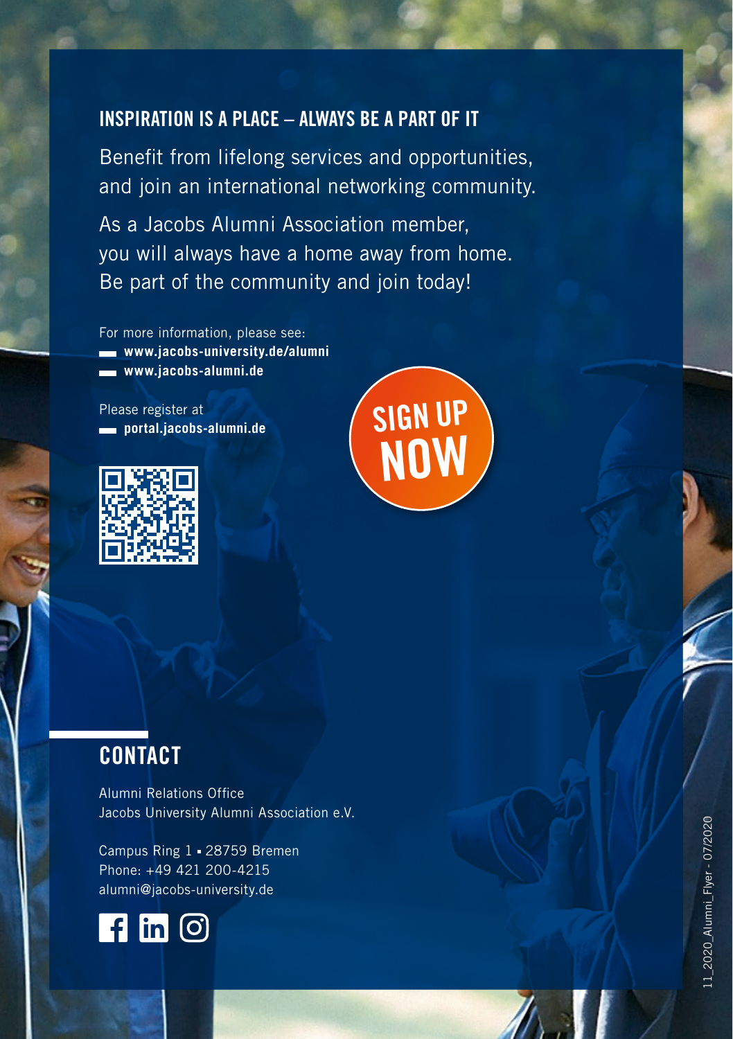## INSPIRATION IS A PLACE – ALWAYS BE A PART OF IT

Benefit from lifelong services and opportunities, and join an international networking community.

As a Jacobs Alumni Association member, you will always have a home away from home. Be part of the community and join today!

For more information, please see:

- **www.jacobs-university.de/alumni**
- **www.jacobs-alumni.de**

Please register at

- **portal.jacobs-alumni.de**

**SIGN UP NOW**

## CONTACT

Alumni Relations Office
Jacobs University Alumni Association e.V.

Campus Ring 1 ▪ 28759 Bremen
Phone: +49 421 200-4215
alumni@jacobs-university.de

11_2020_Alumni_Flyer - 07/2020